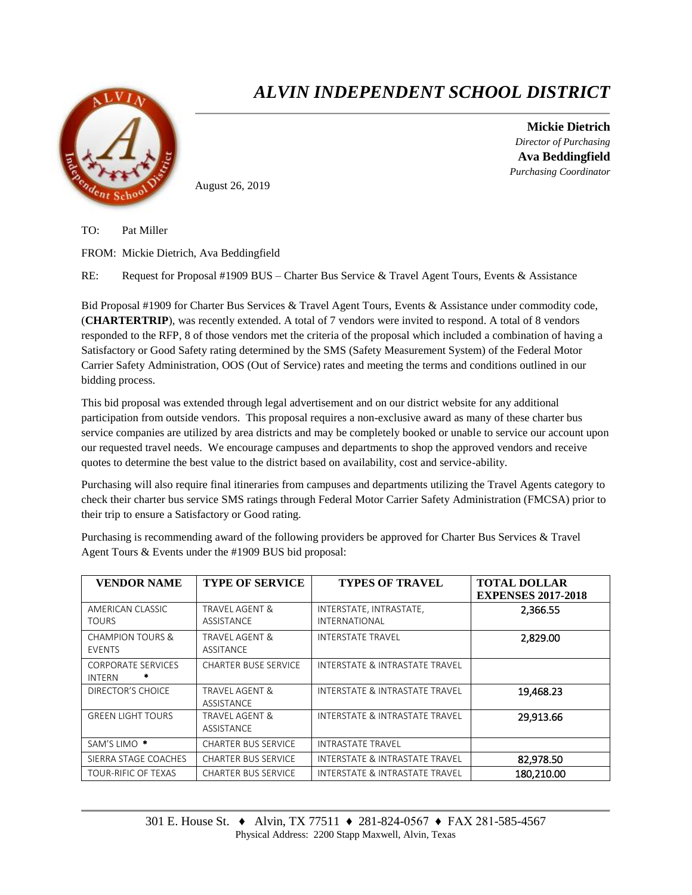# *ALVIN INDEPENDENT SCHOOL DISTRICT*

**Mickie Dietrich**
*Director of Purchasing*
**Ava Beddingfield**
*Purchasing Coordinator*

August 26, 2019

TO: Pat Miller

FROM: Mickie Dietrich, Ava Beddingfield

RE: Request for Proposal #1909 BUS – Charter Bus Service & Travel Agent Tours, Events & Assistance

Bid Proposal #1909 for Charter Bus Services & Travel Agent Tours, Events & Assistance under commodity code, (**CHARTERTRIP**), was recently extended. A total of 7 vendors were invited to respond. A total of 8 vendors responded to the RFP, 8 of those vendors met the criteria of the proposal which included a combination of having a Satisfactory or Good Safety rating determined by the SMS (Safety Measurement System) of the Federal Motor Carrier Safety Administration, OOS (Out of Service) rates and meeting the terms and conditions outlined in our bidding process.

This bid proposal was extended through legal advertisement and on our district website for any additional participation from outside vendors. This proposal requires a non-exclusive award as many of these charter bus service companies are utilized by area districts and may be completely booked or unable to service our account upon our requested travel needs. We encourage campuses and departments to shop the approved vendors and receive quotes to determine the best value to the district based on availability, cost and service-ability.

Purchasing will also require final itineraries from campuses and departments utilizing the Travel Agents category to check their charter bus service SMS ratings through Federal Motor Carrier Safety Administration (FMCSA) prior to their trip to ensure a Satisfactory or Good rating.

Purchasing is recommending award of the following providers be approved for Charter Bus Services & Travel Agent Tours & Events under the #1909 BUS bid proposal:

| VENDOR NAME | TYPE OF SERVICE | TYPES OF TRAVEL | TOTAL DOLLAR EXPENSES 2017-2018 |
|---|---|---|---|
| AMERICAN CLASSIC TOURS | TRAVEL AGENT & ASSISTANCE | INTERSTATE, INTRASTATE, INTERNATIONAL | 2,366.55 |
| CHAMPION TOURS & EVENTS | TRAVEL AGENT & ASSITANCE | INTERSTATE TRAVEL | 2,829.00 |
| CORPORATE SERVICES INTERN * | CHARTER BUSE SERVICE | INTERSTATE & INTRASTATE TRAVEL | |
| DIRECTOR'S CHOICE | TRAVEL AGENT & ASSISTANCE | INTERSTATE & INTRASTATE TRAVEL | 19,468.23 |
| GREEN LIGHT TOURS | TRAVEL AGENT & ASSISTANCE | INTERSTATE & INTRASTATE TRAVEL | 29,913.66 |
| SAM'S LIMO * | CHARTER BUS SERVICE | INTRASTATE TRAVEL | |
| SIERRA STAGE COACHES | CHARTER BUS SERVICE | INTERSTATE & INTRASTATE TRAVEL | 82,978.50 |
| TOUR-RIFIC OF TEXAS | CHARTER BUS SERVICE | INTERSTATE & INTRASTATE TRAVEL | 180,210.00 |

301 E. House St. ♦ Alvin, TX 77511 ♦ 281-824-0567 ♦ FAX 281-585-4567
Physical Address: 2200 Stapp Maxwell, Alvin, Texas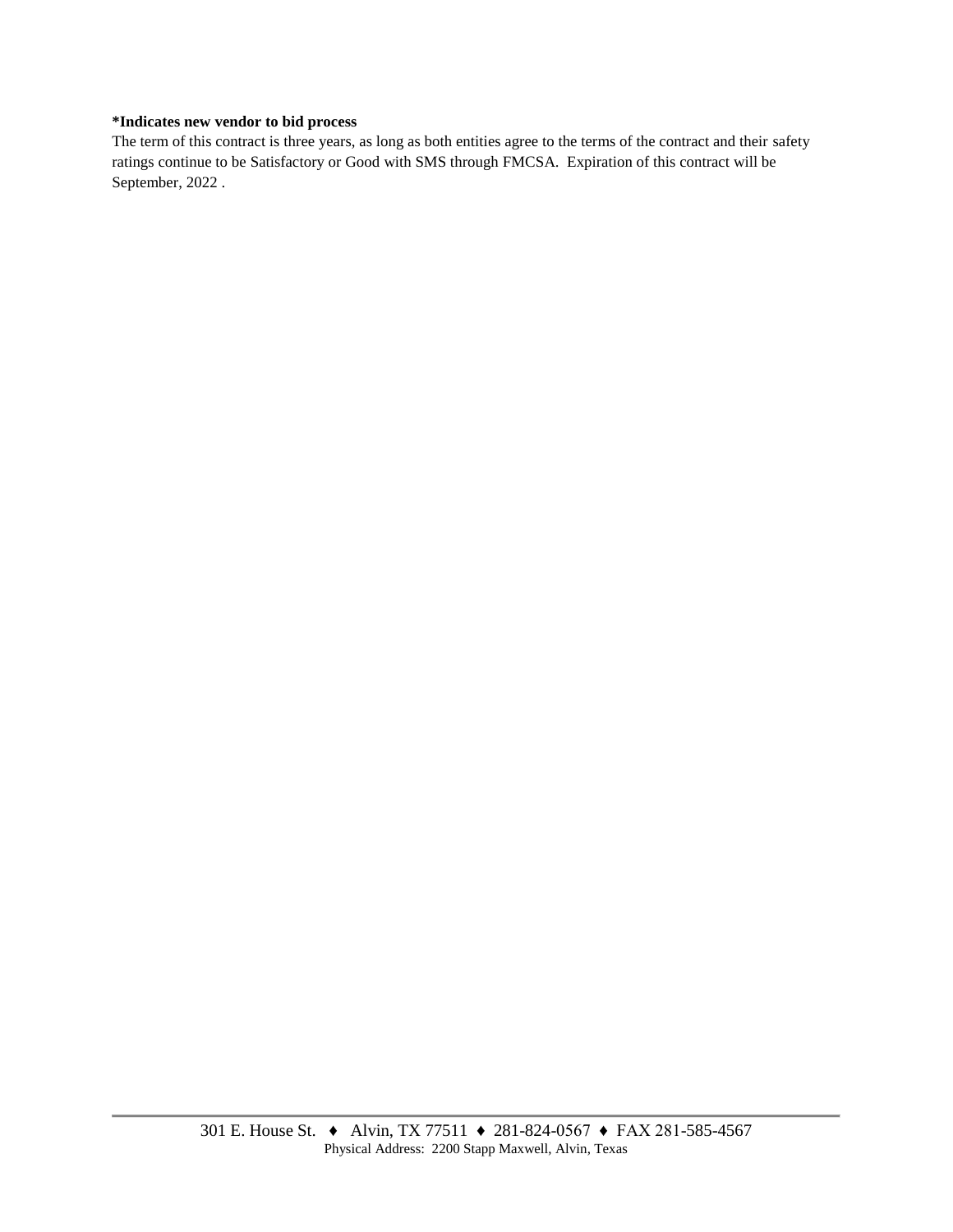**\*Indicates new vendor to bid process**

The term of this contract is three years, as long as both entities agree to the terms of the contract and their safety ratings continue to be Satisfactory or Good with SMS through FMCSA. Expiration of this contract will be September, 2022 .